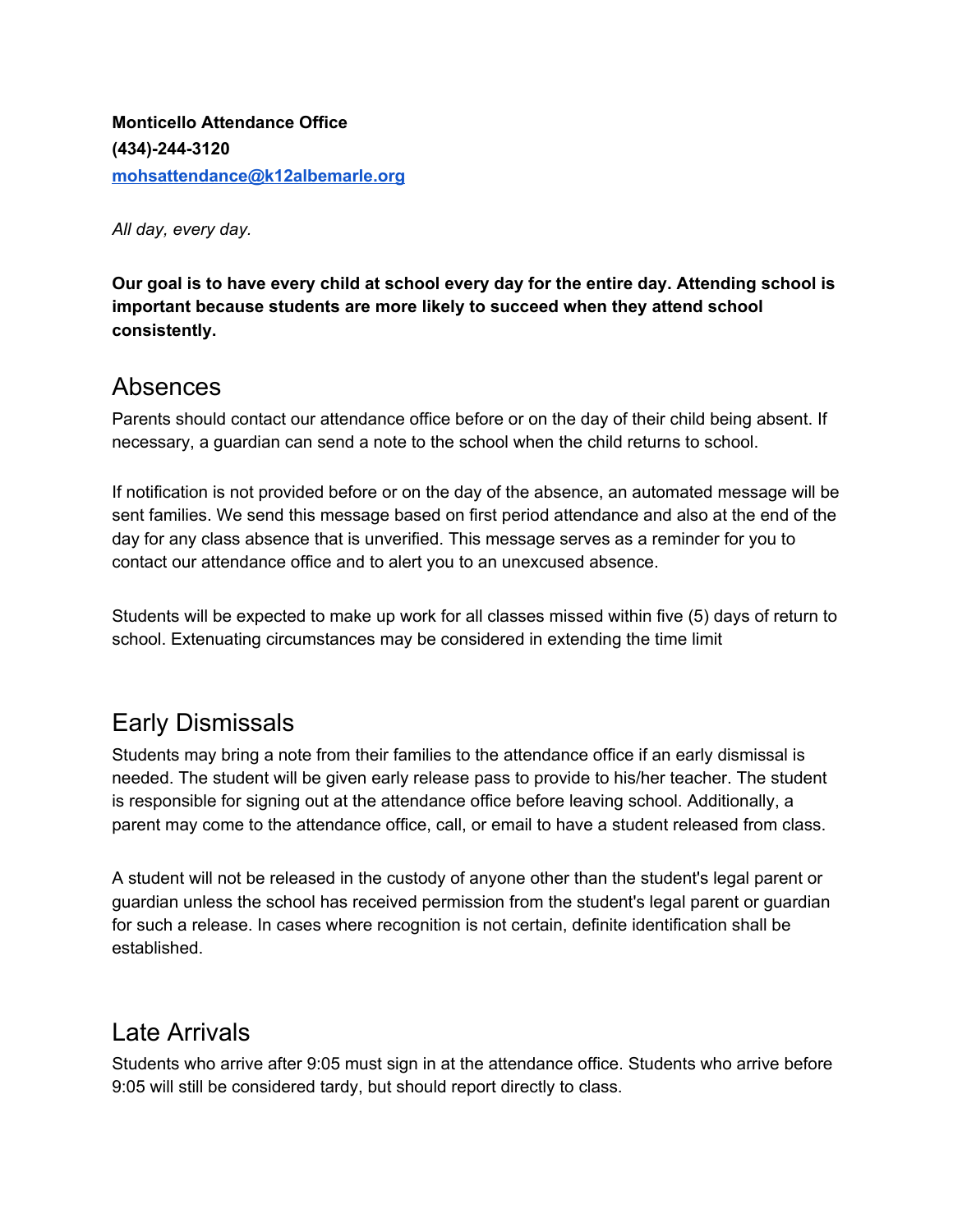**Monticello Attendance Office**
**(434)-244-3120**
**[mohsattendance@k12albemarle.org](mailto:mohsattendance@k12albemarle.org)**

*All day, every day.*

**Our goal is to have every child at school every day for the entire day. Attending school is important because students are more likely to succeed when they attend school consistently.**

## Absences

Parents should contact our attendance office before or on the day of their child being absent. If necessary, a guardian can send a note to the school when the child returns to school.

If notification is not provided before or on the day of the absence, an automated message will be sent families. We send this message based on first period attendance and also at the end of the day for any class absence that is unverified. This message serves as a reminder for you to contact our attendance office and to alert you to an unexcused absence.

Students will be expected to make up work for all classes missed within five (5) days of return to school. Extenuating circumstances may be considered in extending the time limit

## Early Dismissals

Students may bring a note from their families to the attendance office if an early dismissal is needed. The student will be given early release pass to provide to his/her teacher. The student is responsible for signing out at the attendance office before leaving school. Additionally, a parent may come to the attendance office, call, or email to have a student released from class.

A student will not be released in the custody of anyone other than the student's legal parent or guardian unless the school has received permission from the student's legal parent or guardian for such a release. In cases where recognition is not certain, definite identification shall be established.

## Late Arrivals

Students who arrive after 9:05 must sign in at the attendance office. Students who arrive before 9:05 will still be considered tardy, but should report directly to class.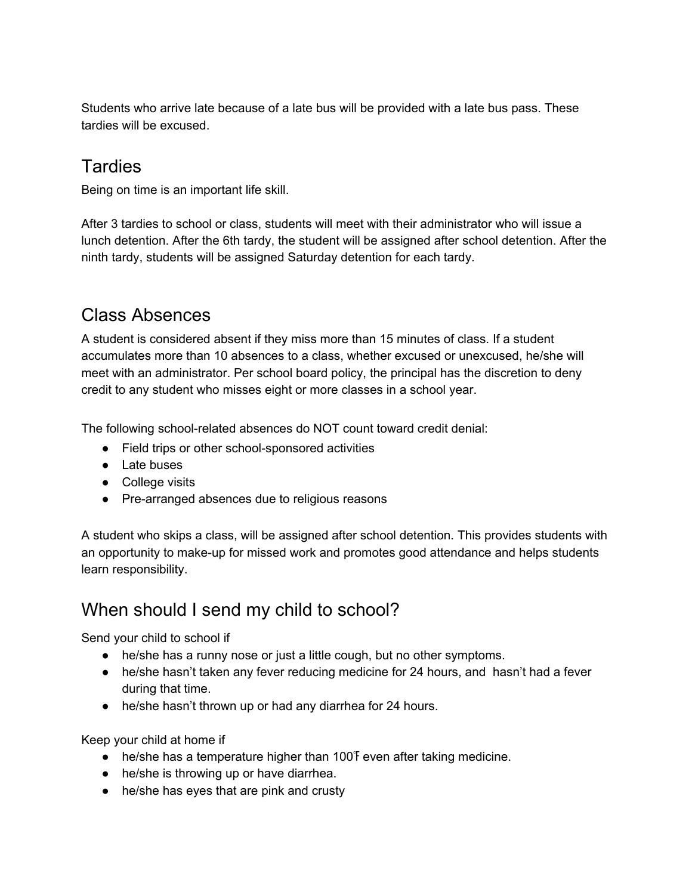Students who arrive late because of a late bus will be provided with a late bus pass. These tardies will be excused.

## Tardies

Being on time is an important life skill.

After 3 tardies to school or class, students will meet with their administrator who will issue a lunch detention. After the 6th tardy, the student will be assigned after school detention. After the ninth tardy, students will be assigned Saturday detention for each tardy.

## Class Absences

A student is considered absent if they miss more than 15 minutes of class. If a student accumulates more than 10 absences to a class, whether excused or unexcused, he/she will meet with an administrator. Per school board policy, the principal has the discretion to deny credit to any student who misses eight or more classes in a school year.

The following school-related absences do NOT count toward credit denial:

- Field trips or other school-sponsored activities
- Late buses
- College visits
- Pre-arranged absences due to religious reasons

A student who skips a class, will be assigned after school detention. This provides students with an opportunity to make-up for missed work and promotes good attendance and helps students learn responsibility.

## When should I send my child to school?

Send your child to school if

- he/she has a runny nose or just a little cough, but no other symptoms.
- he/she hasn't taken any fever reducing medicine for 24 hours, and hasn't had a fever during that time.
- he/she hasn't thrown up or had any diarrhea for 24 hours.

Keep your child at home if

- he/she has a temperature higher than 100°F even after taking medicine.
- he/she is throwing up or have diarrhea.
- he/she has eyes that are pink and crusty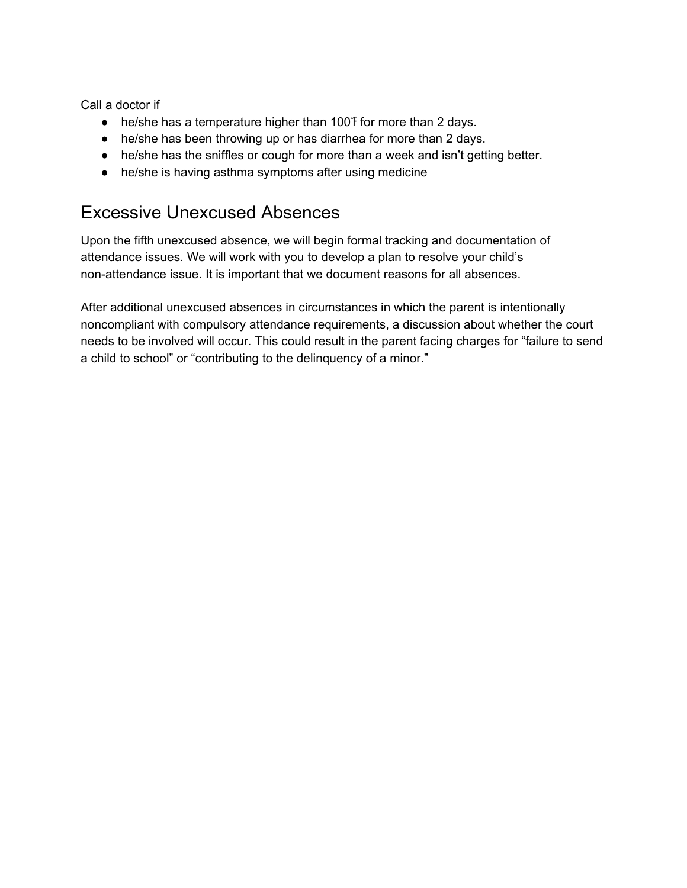Call a doctor if

- he/she has a temperature higher than 100℉ for more than 2 days.
- he/she has been throwing up or has diarrhea for more than 2 days.
- he/she has the sniffles or cough for more than a week and isn't getting better.
- he/she is having asthma symptoms after using medicine

## Excessive Unexcused Absences

Upon the fifth unexcused absence, we will begin formal tracking and documentation of attendance issues. We will work with you to develop a plan to resolve your child's non-attendance issue. It is important that we document reasons for all absences.

After additional unexcused absences in circumstances in which the parent is intentionally noncompliant with compulsory attendance requirements, a discussion about whether the court needs to be involved will occur. This could result in the parent facing charges for "failure to send a child to school" or "contributing to the delinquency of a minor."